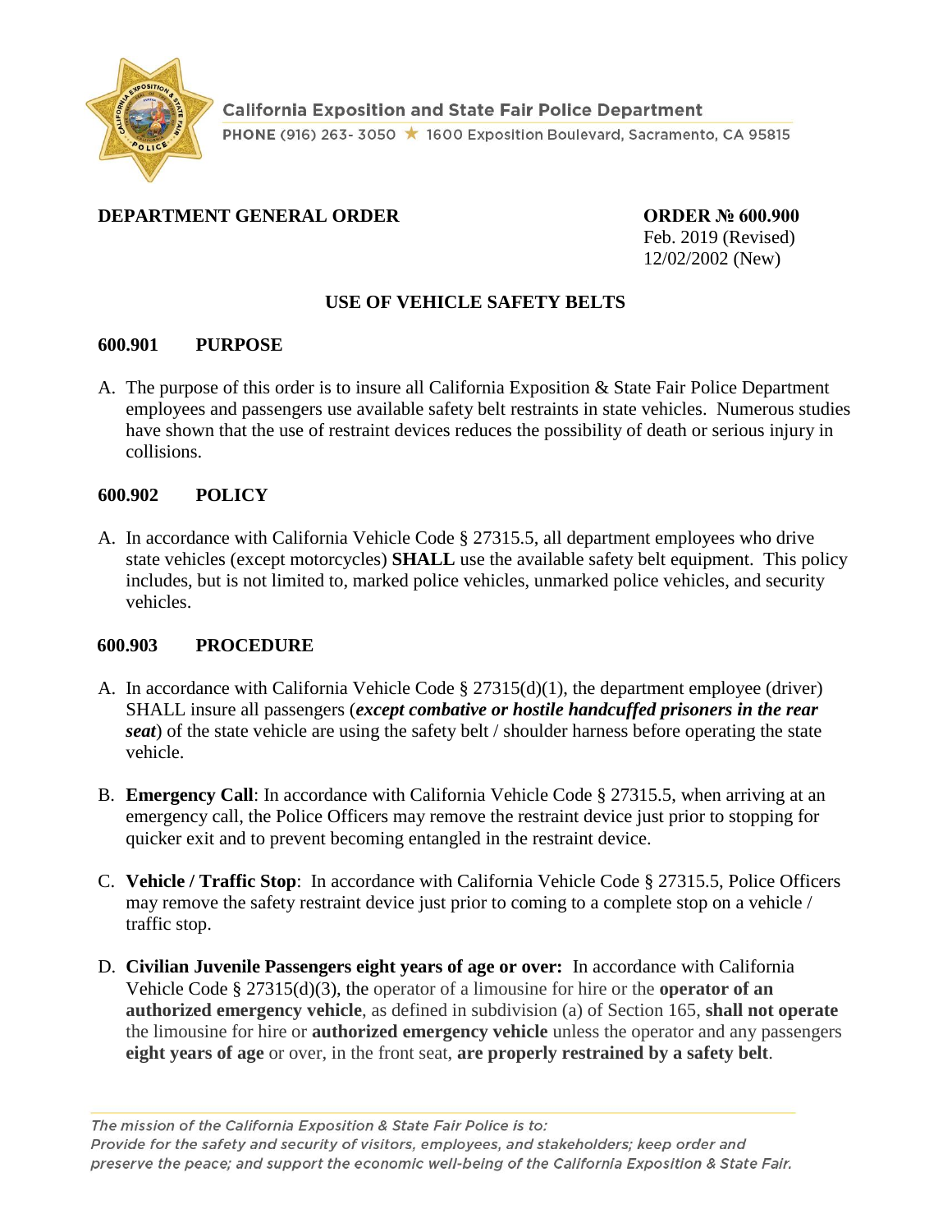California Exposition and State Fair Police Department

PHONE (916) 263- 3050 ★ 1600 Exposition Boulevard, Sacramento, CA 95815

**DEPARTMENT GENERAL ORDER**

**ORDER № 600.900**
Feb. 2019 (Revised)
12/02/2002 (New)

## USE OF VEHICLE SAFETY BELTS

### 600.901 PURPOSE

A. The purpose of this order is to insure all California Exposition & State Fair Police Department employees and passengers use available safety belt restraints in state vehicles. Numerous studies have shown that the use of restraint devices reduces the possibility of death or serious injury in collisions.

### 600.902 POLICY

A. In accordance with California Vehicle Code § 27315.5, all department employees who drive state vehicles (except motorcycles) **SHALL** use the available safety belt equipment. This policy includes, but is not limited to, marked police vehicles, unmarked police vehicles, and security vehicles.

### 600.903 PROCEDURE

A. In accordance with California Vehicle Code § 27315(d)(1), the department employee (driver) SHALL insure all passengers (***except combative or hostile handcuffed prisoners in the rear seat***) of the state vehicle are using the safety belt / shoulder harness before operating the state vehicle.

B. **Emergency Call**: In accordance with California Vehicle Code § 27315.5, when arriving at an emergency call, the Police Officers may remove the restraint device just prior to stopping for quicker exit and to prevent becoming entangled in the restraint device.

C. **Vehicle / Traffic Stop**: In accordance with California Vehicle Code § 27315.5, Police Officers may remove the safety restraint device just prior to coming to a complete stop on a vehicle / traffic stop.

D. **Civilian Juvenile Passengers eight years of age or over:** In accordance with California Vehicle Code § 27315(d)(3), the operator of a limousine for hire or the **operator of an authorized emergency vehicle**, as defined in subdivision (a) of Section 165, **shall not operate** the limousine for hire or **authorized emergency vehicle** unless the operator and any passengers **eight years of age** or over, in the front seat, **are properly restrained by a safety belt**.

*The mission of the California Exposition & State Fair Police is to: Provide for the safety and security of visitors, employees, and stakeholders; keep order and preserve the peace; and support the economic well-being of the California Exposition & State Fair.*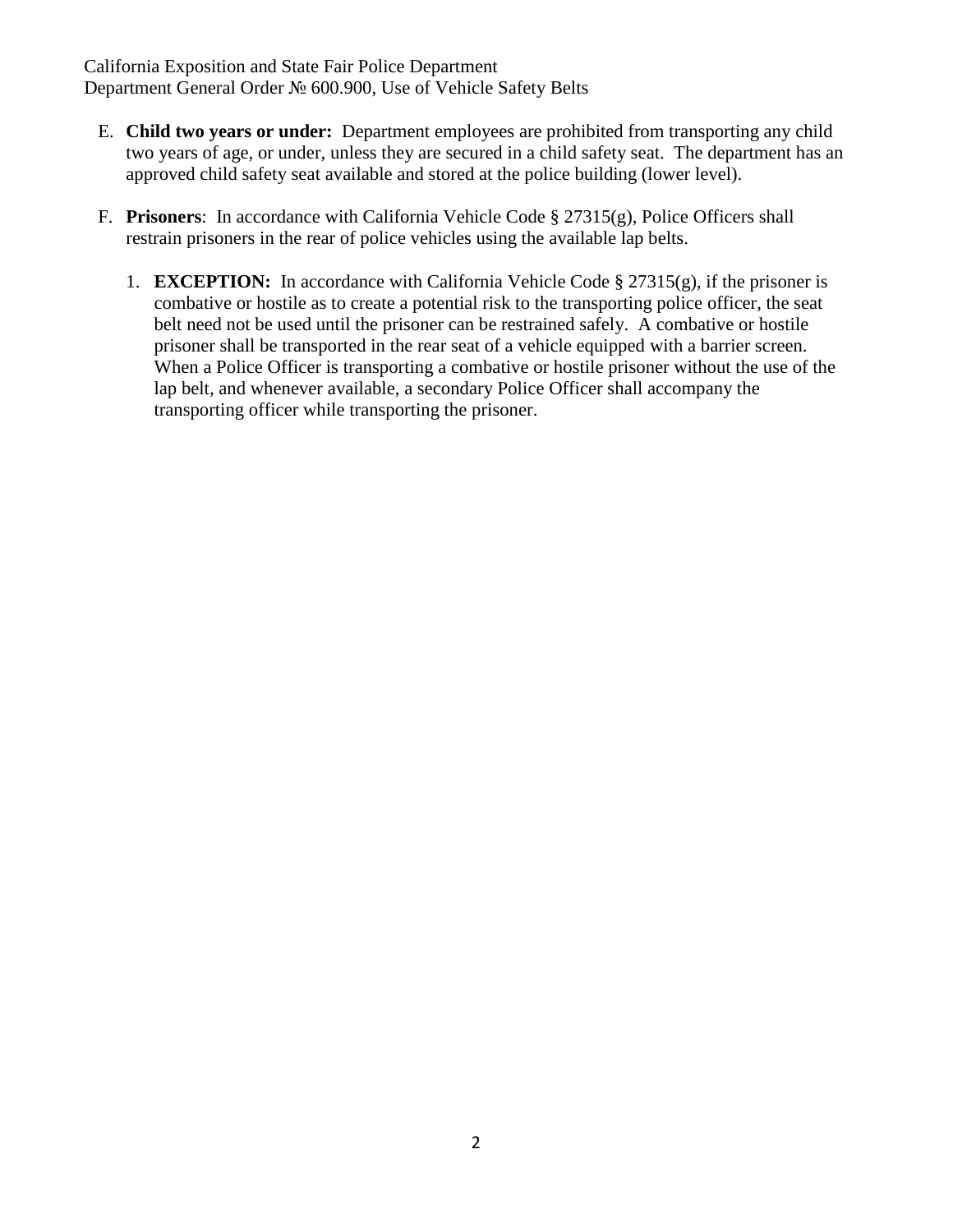E. **Child two years or under:** Department employees are prohibited from transporting any child two years of age, or under, unless they are secured in a child safety seat. The department has an approved child safety seat available and stored at the police building (lower level).

F. **Prisoners**: In accordance with California Vehicle Code § 27315(g), Police Officers shall restrain prisoners in the rear of police vehicles using the available lap belts.

   1. **EXCEPTION:** In accordance with California Vehicle Code § 27315(g), if the prisoner is combative or hostile as to create a potential risk to the transporting police officer, the seat belt need not be used until the prisoner can be restrained safely. A combative or hostile prisoner shall be transported in the rear seat of a vehicle equipped with a barrier screen. When a Police Officer is transporting a combative or hostile prisoner without the use of the lap belt, and whenever available, a secondary Police Officer shall accompany the transporting officer while transporting the prisoner.